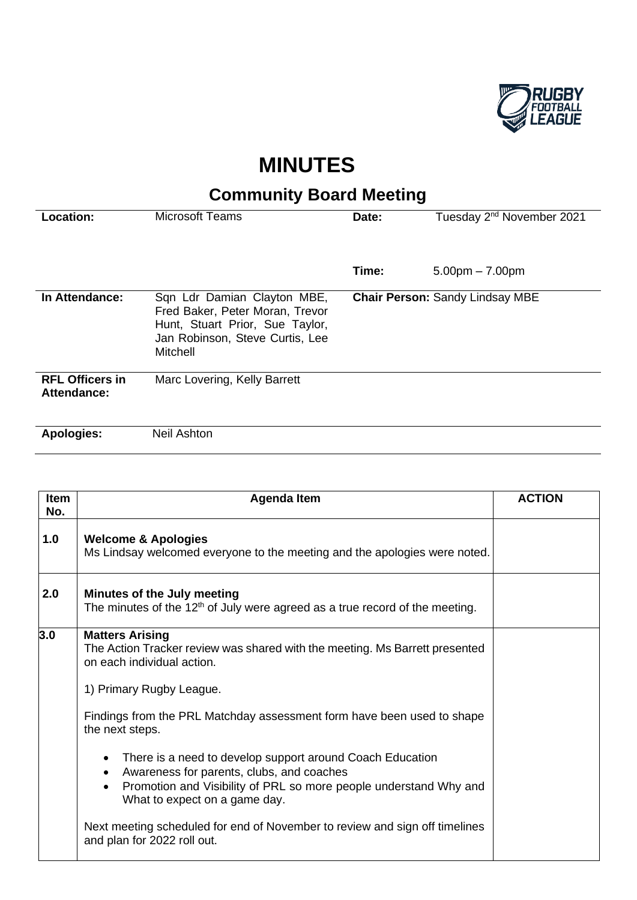# MINUTES

## Community Board Meeting

| | | | |
|---|---|---|---|
| **Location:** | Microsoft Teams | **Date:** | Tuesday 2nd November 2021 |
| | | **Time:** | 5.00pm – 7.00pm |
| **In Attendance:** | Sqn Ldr Damian Clayton MBE, Fred Baker, Peter Moran, Trevor Hunt, Stuart Prior, Sue Taylor, Jan Robinson, Steve Curtis, Lee Mitchell | **Chair Person:** Sandy Lindsay MBE | |
| **RFL Officers in Attendance:** | Marc Lovering, Kelly Barrett | | |
| **Apologies:** | Neil Ashton | | |

| Item No. | Agenda Item | ACTION |
|---|---|---|
| **1.0** | **Welcome & Apologies**<br>Ms Lindsay welcomed everyone to the meeting and the apologies were noted. | |
| **2.0** | **Minutes of the July meeting**<br>The minutes of the 12th of July were agreed as a true record of the meeting. | |
| **3.0** | **Matters Arising**<br>The Action Tracker review was shared with the meeting. Ms Barrett presented on each individual action.<br><br>1) Primary Rugby League.<br><br>Findings from the PRL Matchday assessment form have been used to shape the next steps.<br><br>• There is a need to develop support around Coach Education<br>• Awareness for parents, clubs, and coaches<br>• Promotion and Visibility of PRL so more people understand Why and What to expect on a game day.<br><br>Next meeting scheduled for end of November to review and sign off timelines and plan for 2022 roll out. | |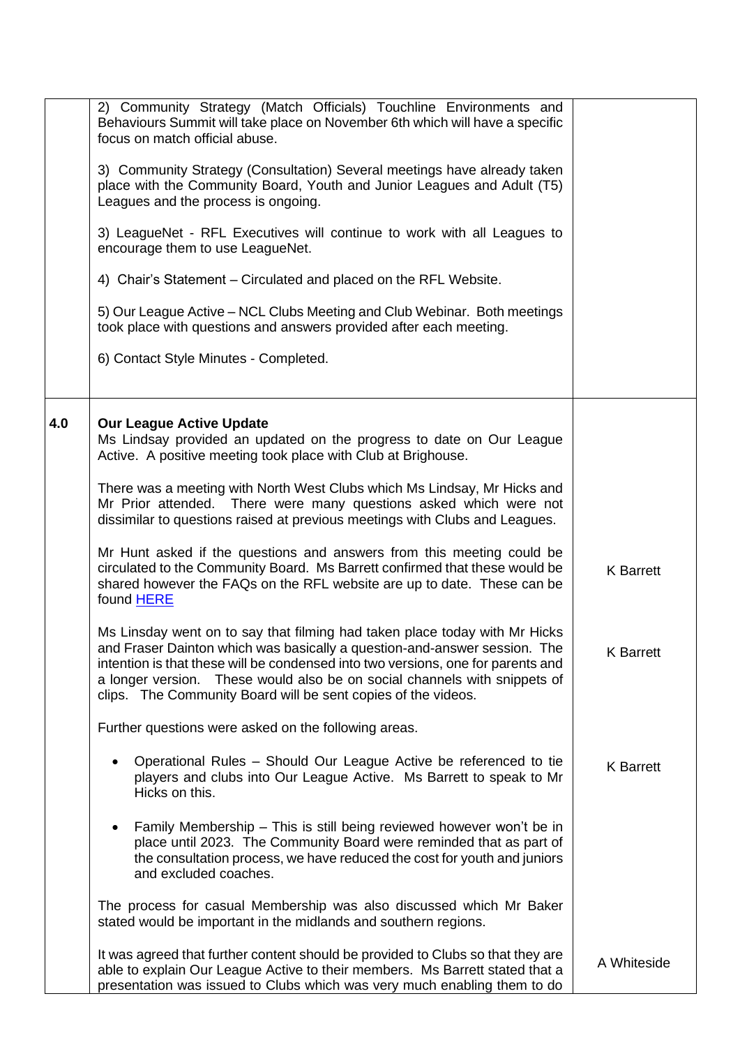| | | |
|---|---|---|
| | 2) Community Strategy (Match Officials) Touchline Environments and Behaviours Summit will take place on November 6th which will have a specific focus on match official abuse.<br><br>3) Community Strategy (Consultation) Several meetings have already taken place with the Community Board, Youth and Junior Leagues and Adult (T5) Leagues and the process is ongoing.<br><br>3) LeagueNet - RFL Executives will continue to work with all Leagues to encourage them to use LeagueNet.<br><br>4) Chair's Statement – Circulated and placed on the RFL Website.<br><br>5) Our League Active – NCL Clubs Meeting and Club Webinar. Both meetings took place with questions and answers provided after each meeting.<br><br>6) Contact Style Minutes - Completed. | |
| **4.0** | **Our League Active Update**<br>Ms Lindsay provided an updated on the progress to date on Our League Active. A positive meeting took place with Club at Brighouse.<br><br>There was a meeting with North West Clubs which Ms Lindsay, Mr Hicks and Mr Prior attended. There were many questions asked which were not dissimilar to questions raised at previous meetings with Clubs and Leagues. | |
| | Mr Hunt asked if the questions and answers from this meeting could be circulated to the Community Board. Ms Barrett confirmed that these would be shared however the FAQs on the RFL website are up to date. These can be found HERE | K Barrett |
| | Ms Linsday went on to say that filming had taken place today with Mr Hicks and Fraser Dainton which was basically a question-and-answer session. The intention is that these will be condensed into two versions, one for parents and a longer version. These would also be on social channels with snippets of clips. The Community Board will be sent copies of the videos. | K Barrett |
| | Further questions were asked on the following areas. | |
| | • Operational Rules – Should Our League Active be referenced to tie players and clubs into Our League Active. Ms Barrett to speak to Mr Hicks on this. | K Barrett |
| | • Family Membership – This is still being reviewed however won't be in place until 2023. The Community Board were reminded that as part of the consultation process, we have reduced the cost for youth and juniors and excluded coaches.<br><br>The process for casual Membership was also discussed which Mr Baker stated would be important in the midlands and southern regions. | |
| | It was agreed that further content should be provided to Clubs so that they are able to explain Our League Active to their members. Ms Barrett stated that a presentation was issued to Clubs which was very much enabling them to do | A Whiteside |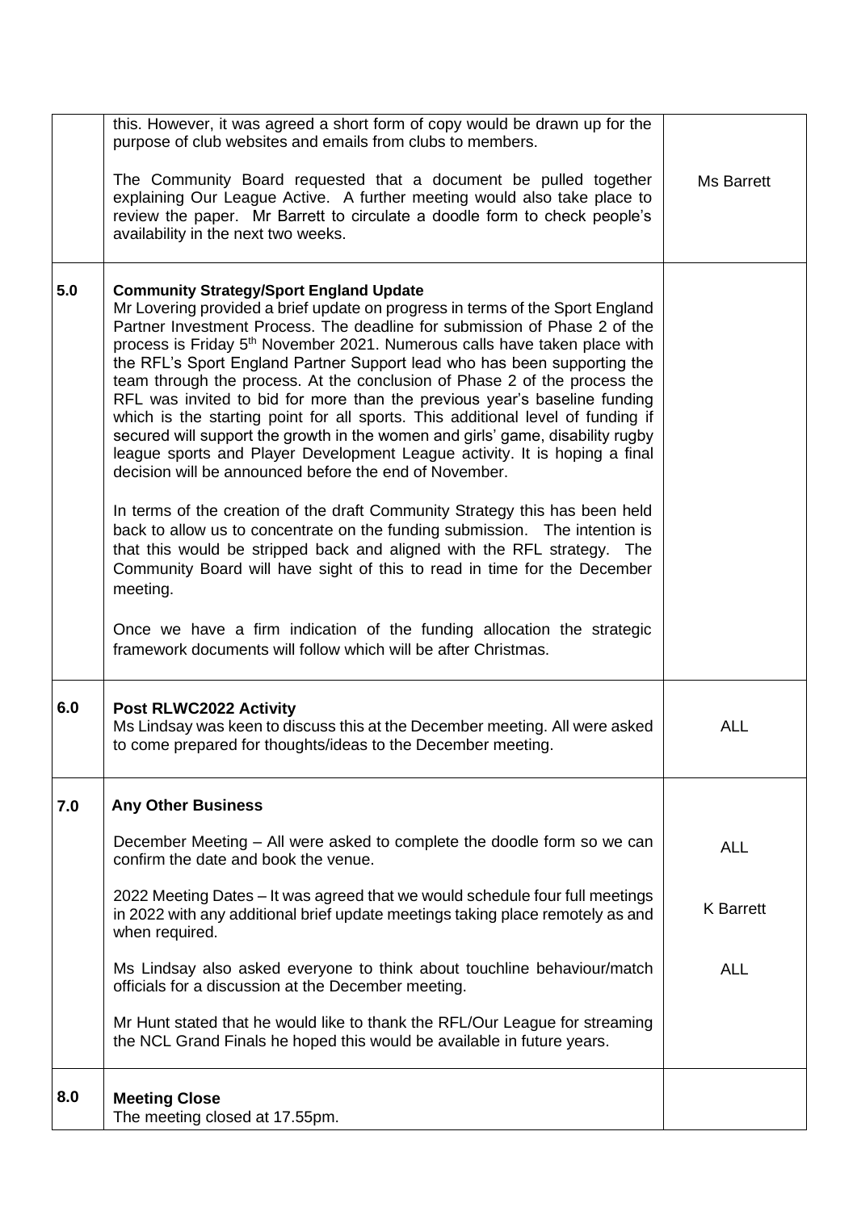| | | |
|---|---|---|
| | this. However, it was agreed a short form of copy would be drawn up for the purpose of club websites and emails from clubs to members.<br><br>The Community Board requested that a document be pulled together explaining Our League Active. A further meeting would also take place to review the paper. Mr Barrett to circulate a doodle form to check people's availability in the next two weeks. | Ms Barrett |
| **5.0** | **Community Strategy/Sport England Update**<br>Mr Lovering provided a brief update on progress in terms of the Sport England Partner Investment Process. The deadline for submission of Phase 2 of the process is Friday 5th November 2021. Numerous calls have taken place with the RFL's Sport England Partner Support lead who has been supporting the team through the process. At the conclusion of Phase 2 of the process the RFL was invited to bid for more than the previous year's baseline funding which is the starting point for all sports. This additional level of funding if secured will support the growth in the women and girls' game, disability rugby league sports and Player Development League activity. It is hoping a final decision will be announced before the end of November.<br><br>In terms of the creation of the draft Community Strategy this has been held back to allow us to concentrate on the funding submission. The intention is that this would be stripped back and aligned with the RFL strategy. The Community Board will have sight of this to read in time for the December meeting.<br><br>Once we have a firm indication of the funding allocation the strategic framework documents will follow which will be after Christmas. | |
| **6.0** | **Post RLWC2022 Activity**<br>Ms Lindsay was keen to discuss this at the December meeting. All were asked to come prepared for thoughts/ideas to the December meeting. | ALL |
| **7.0** | **Any Other Business**<br><br>December Meeting – All were asked to complete the doodle form so we can confirm the date and book the venue. | ALL |
| | 2022 Meeting Dates – It was agreed that we would schedule four full meetings in 2022 with any additional brief update meetings taking place remotely as and when required. | K Barrett |
| | Ms Lindsay also asked everyone to think about touchline behaviour/match officials for a discussion at the December meeting. | ALL |
| | Mr Hunt stated that he would like to thank the RFL/Our League for streaming the NCL Grand Finals he hoped this would be available in future years. | |
| **8.0** | **Meeting Close**<br>The meeting closed at 17.55pm. | |